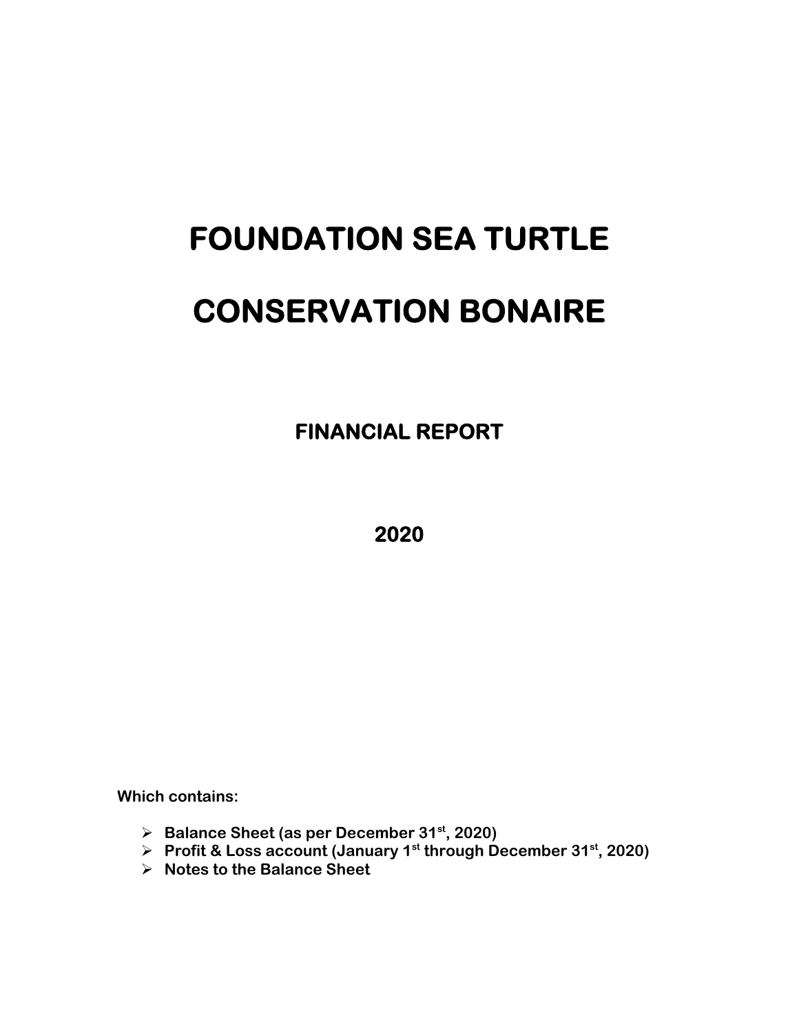# FOUNDATION SEA TURTLE

# CONSERVATION BONAIRE

## FINANCIAL REPORT

## 2020

**Which contains:**

- **Balance Sheet (as per December 31st, 2020)**
- **Profit & Loss account (January 1st through December 31st, 2020)**
- **Notes to the Balance Sheet**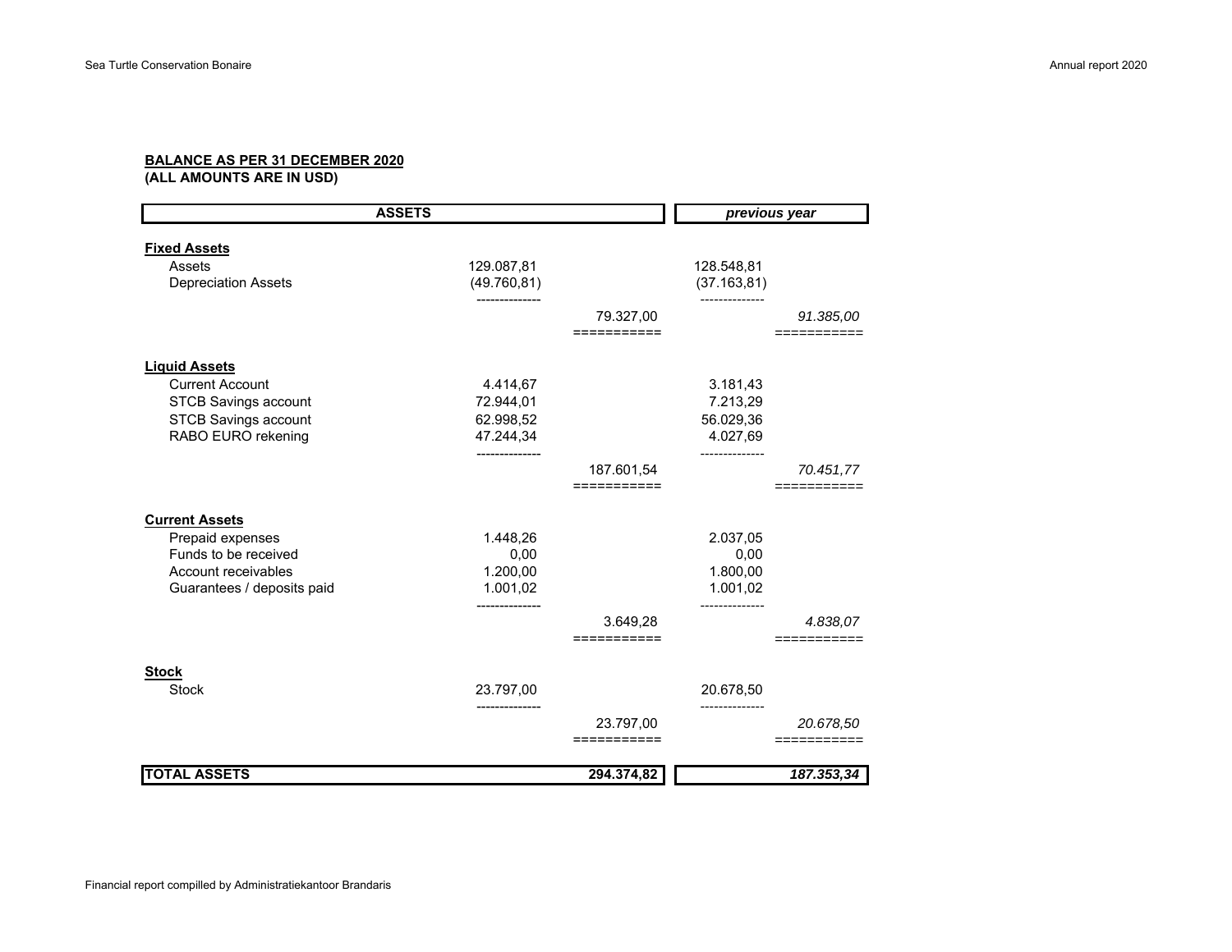**BALANCE AS PER 31 DECEMBER 2020**
**(ALL AMOUNTS ARE IN USD)**

| ASSETS | | | *previous year* | |
|---|---|---|---|---|
| **Fixed Assets** | | | | |
| Assets | 129.087,81 | | 128.548,81 | |
| Depreciation Assets | (49.760,81) | | (37.163,81) | |
| | | 79.327,00 | | *91.385,00* |
| **Liquid Assets** | | | | |
| Current Account | 4.414,67 | | 3.181,43 | |
| STCB Savings account | 72.944,01 | | 7.213,29 | |
| STCB Savings account | 62.998,52 | | 56.029,36 | |
| RABO EURO rekening | 47.244,34 | | 4.027,69 | |
| | | 187.601,54 | | *70.451,77* |
| **Current Assets** | | | | |
| Prepaid expenses | 1.448,26 | | 2.037,05 | |
| Funds to be received | 0,00 | | 0,00 | |
| Account receivables | 1.200,00 | | 1.800,00 | |
| Guarantees / deposits paid | 1.001,02 | | 1.001,02 | |
| | | 3.649,28 | | *4.838,07* |
| **Stock** | | | | |
| Stock | 23.797,00 | | 20.678,50 | |
| | | 23.797,00 | | *20.678,50* |
| **TOTAL ASSETS** | | **294.374,82** | | ***187.353,34*** |

Financial report compilled by Administratiekantoor Brandaris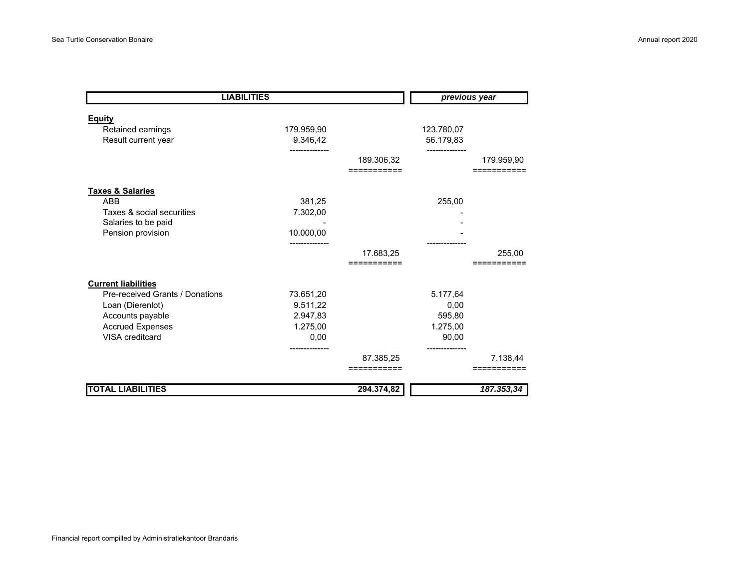| LIABILITIES | | | previous year | |
| --- | --- | --- | --- | --- |
| **Equity** | | | | |
| Retained earnings | 179.959,90 | | 123.780,07 | |
| Result current year | 9.346,42 | | 56.179,83 | |
| | | 189.306,32 | | 179.959,90 |
| **Taxes & Salaries** | | | | |
| ABB | 381,25 | | 255,00 | |
| Taxes & social securities | 7.302,00 | | - | |
| Salaries to be paid | - | | - | |
| Pension provision | 10.000,00 | | - | |
| | | 17.683,25 | | 255,00 |
| **Current liabilities** | | | | |
| Pre-received Grants / Donations | 73.651,20 | | 5.177,64 | |
| Loan (Dierenlot) | 9.511,22 | | 0,00 | |
| Accounts payable | 2.947,83 | | 595,80 | |
| Accrued Expenses | 1.275,00 | | 1.275,00 | |
| VISA creditcard | 0,00 | | 90,00 | |
| | | 87.385,25 | | 7.138,44 |
| **TOTAL LIABILITIES** | | **294.374,82** | | ***187.353,34*** |

Financial report compilled by Administratiekantoor Brandaris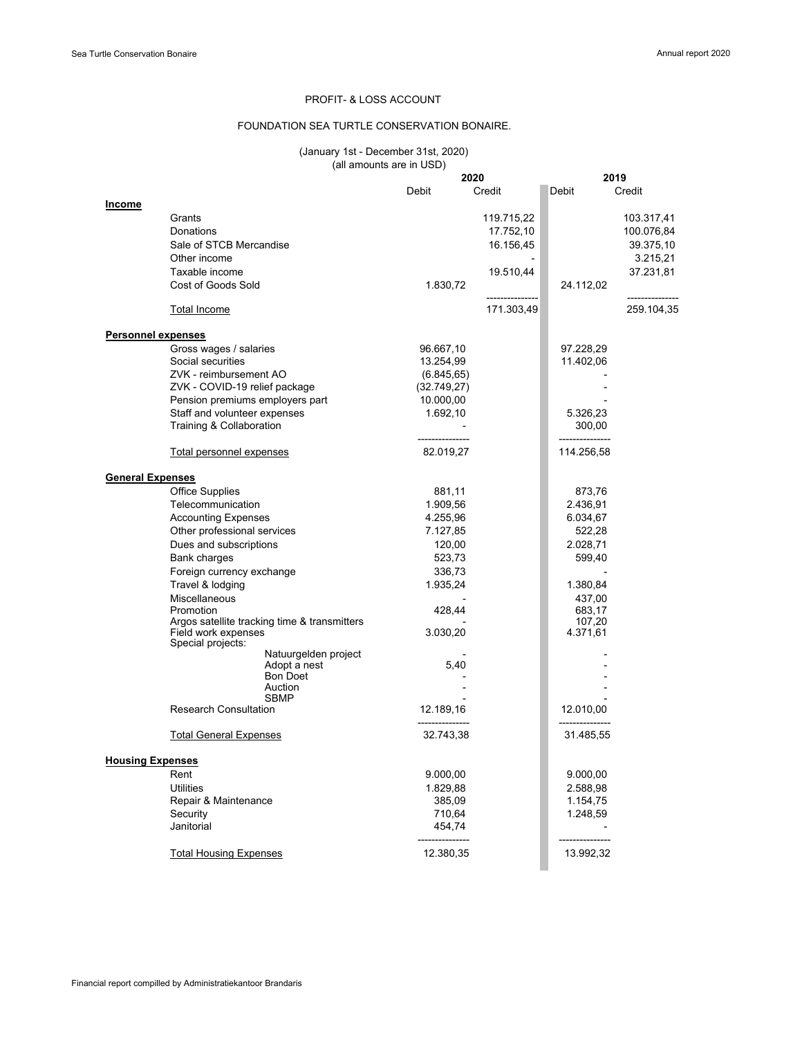PROFIT- & LOSS ACCOUNT

FOUNDATION SEA TURTLE CONSERVATION BONAIRE.

(January 1st - December 31st, 2020)
(all amounts are in USD)

| | 2020 | | 2019 | |
|---|---|---|---|---|
| | Debit | Credit | Debit | Credit |
| **Income** | | | | |
| Grants | | 119.715,22 | | 103.317,41 |
| Donations | | 17.752,10 | | 100.076,84 |
| Sale of STCB Mercandise | | 16.156,45 | | 39.375,10 |
| Other income | | - | | 3.215,21 |
| Taxable income | | 19.510,44 | | 37.231,81 |
| Cost of Goods Sold | 1.830,72 | | 24.112,02 | |
| Total Income | | 171.303,49 | | 259.104,35 |
| **Personnel expenses** | | | | |
| Gross wages / salaries | 96.667,10 | | 97.228,29 | |
| Social securities | 13.254,99 | | 11.402,06 | |
| ZVK - reimbursement AO | (6.845,65) | | - | |
| ZVK - COVID-19 relief package | (32.749,27) | | - | |
| Pension premiums employers part | 10.000,00 | | - | |
| Staff and volunteer expenses | 1.692,10 | | 5.326,23 | |
| Training & Collaboration | - | | 300,00 | |
| Total personnel expenses | 82.019,27 | | 114.256,58 | |
| **General Expenses** | | | | |
| Office Supplies | 881,11 | | 873,76 | |
| Telecommunication | 1.909,56 | | 2.436,91 | |
| Accounting Expenses | 4.255,96 | | 6.034,67 | |
| Other professional services | 7.127,85 | | 522,28 | |
| Dues and subscriptions | 120,00 | | 2.028,71 | |
| Bank charges | 523,73 | | 599,40 | |
| Foreign currency exchange | 336,73 | | - | |
| Travel & lodging | 1.935,24 | | 1.380,84 | |
| Miscellaneous | - | | 437,00 | |
| Promotion | 428,44 | | 683,17 | |
| Argos satellite tracking time & transmitters | - | | 107,20 | |
| Field work expenses | 3.030,20 | | 4.371,61 | |
| Special projects: | | | | |
| Natuurgelden project | - | | - | |
| Adopt a nest | 5,40 | | - | |
| Bon Doet | - | | - | |
| Auction | - | | - | |
| SBMP | - | | - | |
| Research Consultation | 12.189,16 | | 12.010,00 | |
| Total General Expenses | 32.743,38 | | 31.485,55 | |
| **Housing Expenses** | | | | |
| Rent | 9.000,00 | | 9.000,00 | |
| Utilities | 1.829,88 | | 2.588,98 | |
| Repair & Maintenance | 385,09 | | 1.154,75 | |
| Security | 710,64 | | 1.248,59 | |
| Janitorial | 454,74 | | - | |
| Total Housing Expenses | 12.380,35 | | 13.992,32 | |

Financial report compilled by Administratiekantoor Brandaris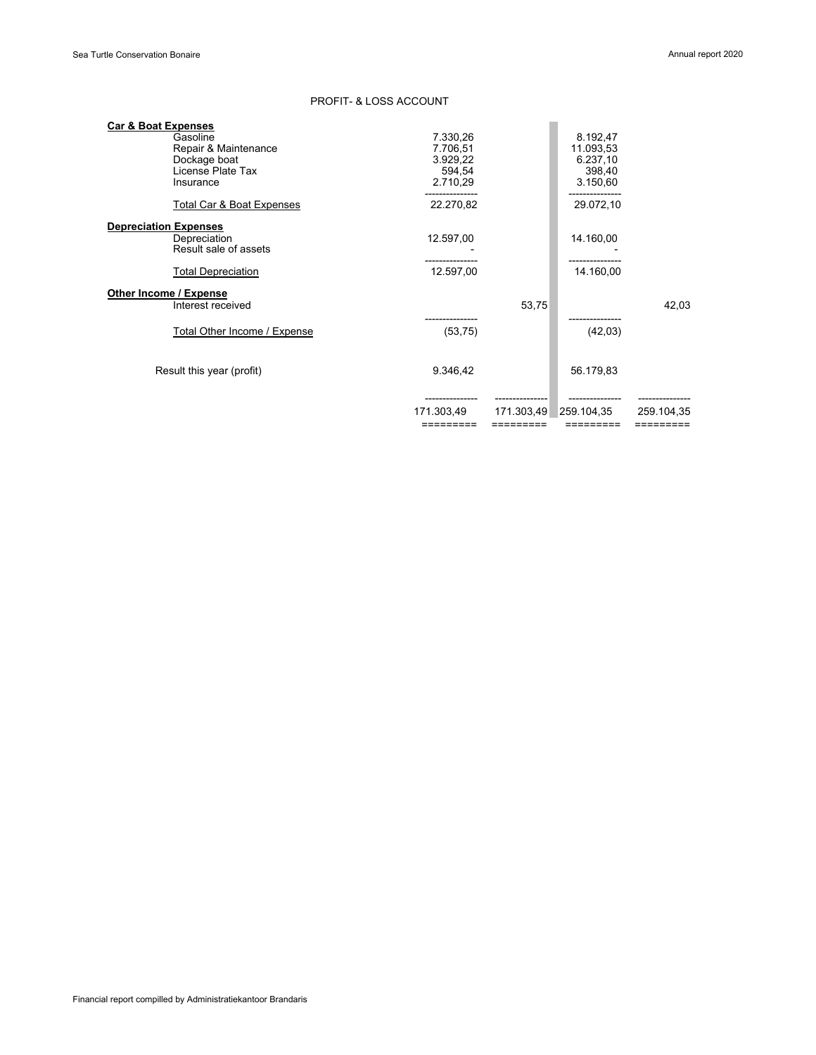## PROFIT- & LOSS ACCOUNT

| | | | | |
|---|---|---|---|---|
| **Car & Boat Expenses** | | | | |
| Gasoline | 7.330,26 | | 8.192,47 | |
| Repair & Maintenance | 7.706,51 | | 11.093,53 | |
| Dockage boat | 3.929,22 | | 6.237,10 | |
| License Plate Tax | 594,54 | | 398,40 | |
| Insurance | 2.710,29 | | 3.150,60 | |
| | --------------- | | --------------- | |
| Total Car & Boat Expenses | 22.270,82 | | 29.072,10 | |
| **Depreciation Expenses** | | | | |
| Depreciation | 12.597,00 | | 14.160,00 | |
| Result sale of assets | - | | - | |
| | --------------- | | --------------- | |
| Total Depreciation | 12.597,00 | | 14.160,00 | |
| **Other Income / Expense** | | | | |
| Interest received | | 53,75 | | 42,03 |
| | --------------- | | --------------- | |
| Total Other Income / Expense | (53,75) | | (42,03) | |
| Result this year (profit) | 9.346,42 | | 56.179,83 | |
| | --------------- | --------------- | --------------- | --------------- |
| | 171.303,49 | 171.303,49 | 259.104,35 | 259.104,35 |
| | ========= | ========= | ========= | ========= |

Financial report compilled by Administratiekantoor Brandaris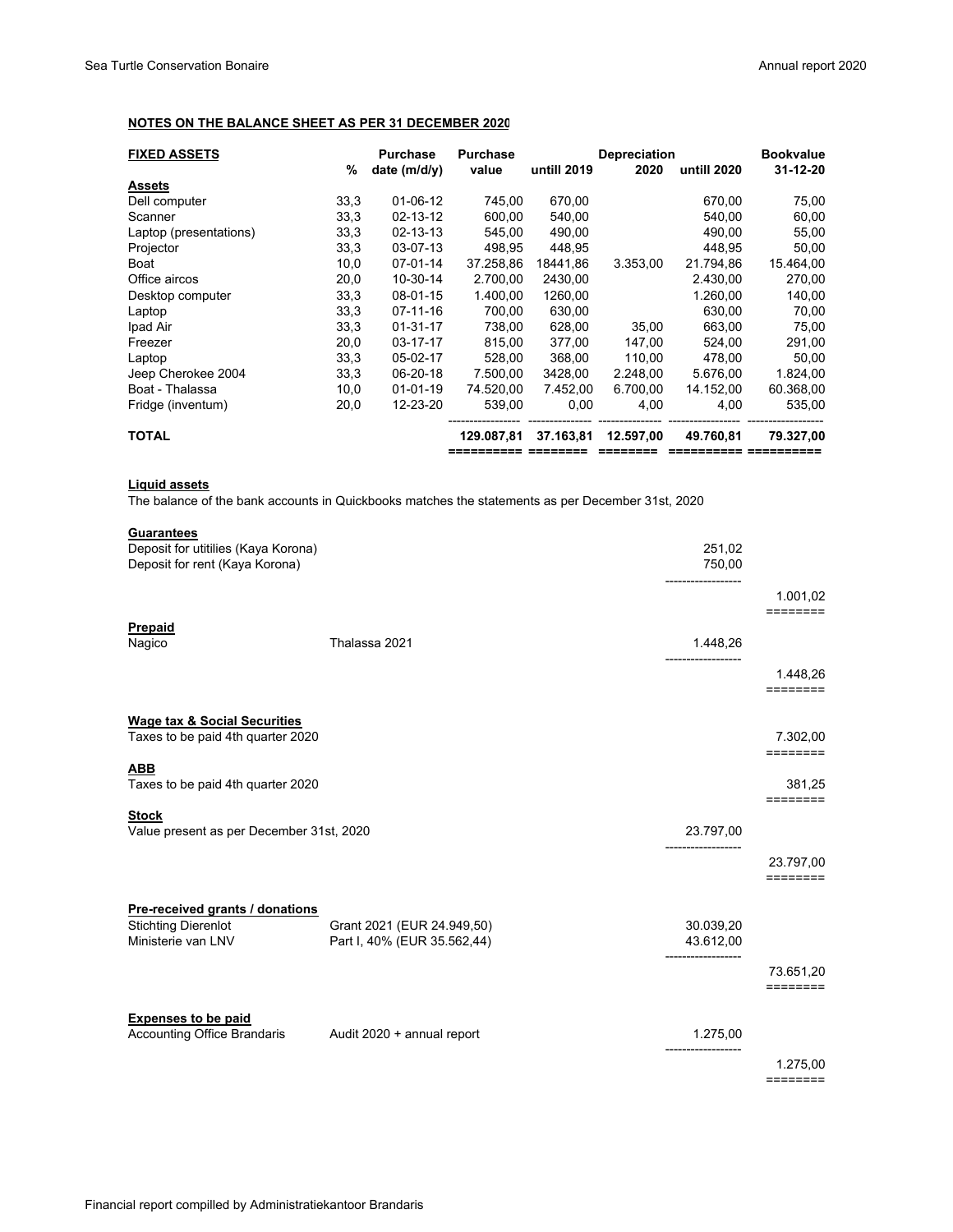**NOTES ON THE BALANCE SHEET AS PER 31 DECEMBER 2020**

| **FIXED ASSETS** | % | Purchase date (m/d/y) | Purchase value | Depreciation untill 2019 | 2020 | untill 2020 | Bookvalue 31-12-20 |
|---|---|---|---|---|---|---|---|
| **Assets** | | | | | | | |
| Dell computer | 33,3 | 01-06-12 | 745,00 | 670,00 | | 670,00 | 75,00 |
| Scanner | 33,3 | 02-13-12 | 600,00 | 540,00 | | 540,00 | 60,00 |
| Laptop (presentations) | 33,3 | 02-13-13 | 545,00 | 490,00 | | 490,00 | 55,00 |
| Projector | 33,3 | 03-07-13 | 498,95 | 448,95 | | 448,95 | 50,00 |
| Boat | 10,0 | 07-01-14 | 37.258,86 | 18441,86 | 3.353,00 | 21.794,86 | 15.464,00 |
| Office aircos | 20,0 | 10-30-14 | 2.700,00 | 2430,00 | | 2.430,00 | 270,00 |
| Desktop computer | 33,3 | 08-01-15 | 1.400,00 | 1260,00 | | 1.260,00 | 140,00 |
| Laptop | 33,3 | 07-11-16 | 700,00 | 630,00 | | 630,00 | 70,00 |
| Ipad Air | 33,3 | 01-31-17 | 738,00 | 628,00 | 35,00 | 663,00 | 75,00 |
| Freezer | 20,0 | 03-17-17 | 815,00 | 377,00 | 147,00 | 524,00 | 291,00 |
| Laptop | 33,3 | 05-02-17 | 528,00 | 368,00 | 110,00 | 478,00 | 50,00 |
| Jeep Cherokee 2004 | 33,3 | 06-20-18 | 7.500,00 | 3428,00 | 2.248,00 | 5.676,00 | 1.824,00 |
| Boat - Thalassa | 10,0 | 01-01-19 | 74.520,00 | 7.452,00 | 6.700,00 | 14.152,00 | 60.368,00 |
| Fridge (inventum) | 20,0 | 12-23-20 | 539,00 | 0,00 | 4,00 | 4,00 | 535,00 |
| **TOTAL** | | | **129.087,81** | **37.163,81** | **12.597,00** | **49.760,81** | **79.327,00** |

**Liquid assets**

The balance of the bank accounts in Quickbooks matches the statements as per December 31st, 2020

**Guarantees**

| | | | |
|---|---|---|---|
| Deposit for utitilies (Kaya Korona) | | 251,02 | |
| Deposit for rent (Kaya Korona) | | 750,00 | |
| | | | 1.001,02 |

**Prepaid**

| | | | |
|---|---|---|---|
| Nagico | Thalassa 2021 | 1.448,26 | |
| | | | 1.448,26 |

**Wage tax & Social Securities**

| | |
|---|---|
| Taxes to be paid 4th quarter 2020 | 7.302,00 |

**ABB**

| | |
|---|---|
| Taxes to be paid 4th quarter 2020 | 381,25 |

**Stock**

| | | |
|---|---|---|
| Value present as per December 31st, 2020 | 23.797,00 | |
| | | 23.797,00 |

**Pre-received grants / donations**

| | | | |
|---|---|---|---|
| Stichting Dierenlot | Grant 2021 (EUR 24.949,50) | 30.039,20 | |
| Ministerie van LNV | Part I, 40% (EUR 35.562,44) | 43.612,00 | |
| | | | 73.651,20 |

**Expenses to be paid**

| | | | |
|---|---|---|---|
| Accounting Office Brandaris | Audit 2020 + annual report | 1.275,00 | |
| | | | 1.275,00 |